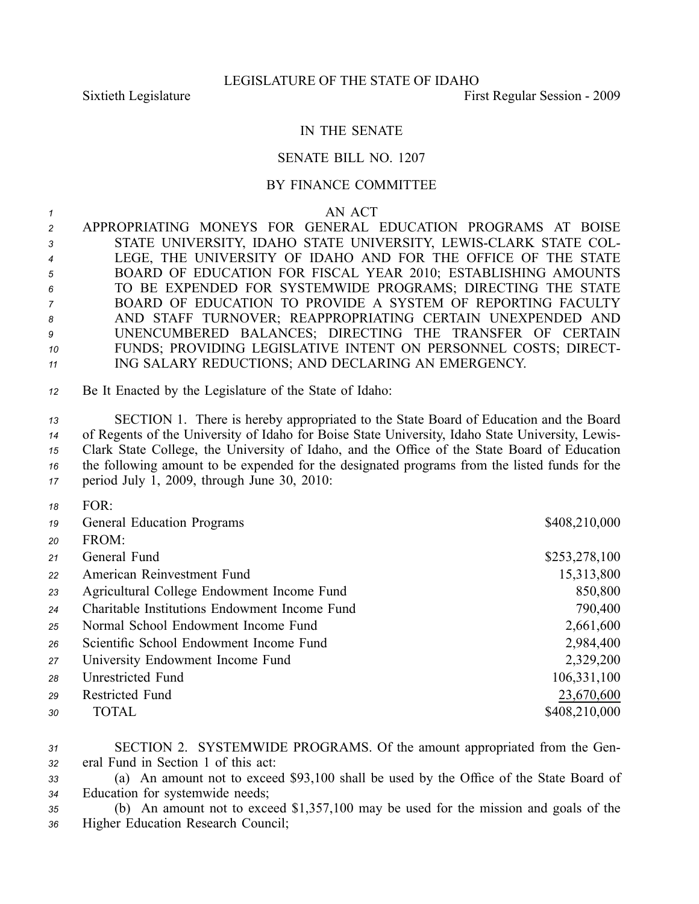LEGISLATURE OF THE STATE OF IDAHO

Sixtieth Legislature First Regular Session - 2009

IN THE SENATE

SENATE BILL NO. 1207

BY FINANCE COMMITTEE

AN ACT

APPROPRIATING MONEYS FOR GENERAL EDUCATION PROGRAMS AT BOISE STATE UNIVERSITY, IDAHO STATE UNIVERSITY, LEWIS-CLARK STATE COLLEGE, THE UNIVERSITY OF IDAHO AND FOR THE OFFICE OF THE STATE BOARD OF EDUCATION FOR FISCAL YEAR 2010; ESTABLISHING AMOUNTS TO BE EXPENDED FOR SYSTEMWIDE PROGRAMS; DIRECTING THE STATE BOARD OF EDUCATION TO PROVIDE A SYSTEM OF REPORTING FACULTY AND STAFF TURNOVER; REAPPROPRIATING CERTAIN UNEXPENDED AND UNENCUMBERED BALANCES; DIRECTING THE TRANSFER OF CERTAIN FUNDS; PROVIDING LEGISLATIVE INTENT ON PERSONNEL COSTS; DIRECTING SALARY REDUCTIONS; AND DECLARING AN EMERGENCY.

Be It Enacted by the Legislature of the State of Idaho:

SECTION 1. There is hereby appropriated to the State Board of Education and the Board of Regents of the University of Idaho for Boise State University, Idaho State University, Lewis-Clark State College, the University of Idaho, and the Office of the State Board of Education the following amount to be expended for the designated programs from the listed funds for the period July 1, 2009, through June 30, 2010:

| | |
|---|---:|
| FOR: | |
| General Education Programs | $408,210,000 |
| FROM: | |
| General Fund | $253,278,100 |
| American Reinvestment Fund | 15,313,800 |
| Agricultural College Endowment Income Fund | 850,800 |
| Charitable Institutions Endowment Income Fund | 790,400 |
| Normal School Endowment Income Fund | 2,661,600 |
| Scientific School Endowment Income Fund | 2,984,400 |
| University Endowment Income Fund | 2,329,200 |
| Unrestricted Fund | 106,331,100 |
| Restricted Fund | 23,670,600 |
| TOTAL | $408,210,000 |

SECTION 2. SYSTEMWIDE PROGRAMS. Of the amount appropriated from the General Fund in Section 1 of this act:

(a) An amount not to exceed $93,100 shall be used by the Office of the State Board of Education for systemwide needs;

(b) An amount not to exceed $1,357,100 may be used for the mission and goals of the Higher Education Research Council;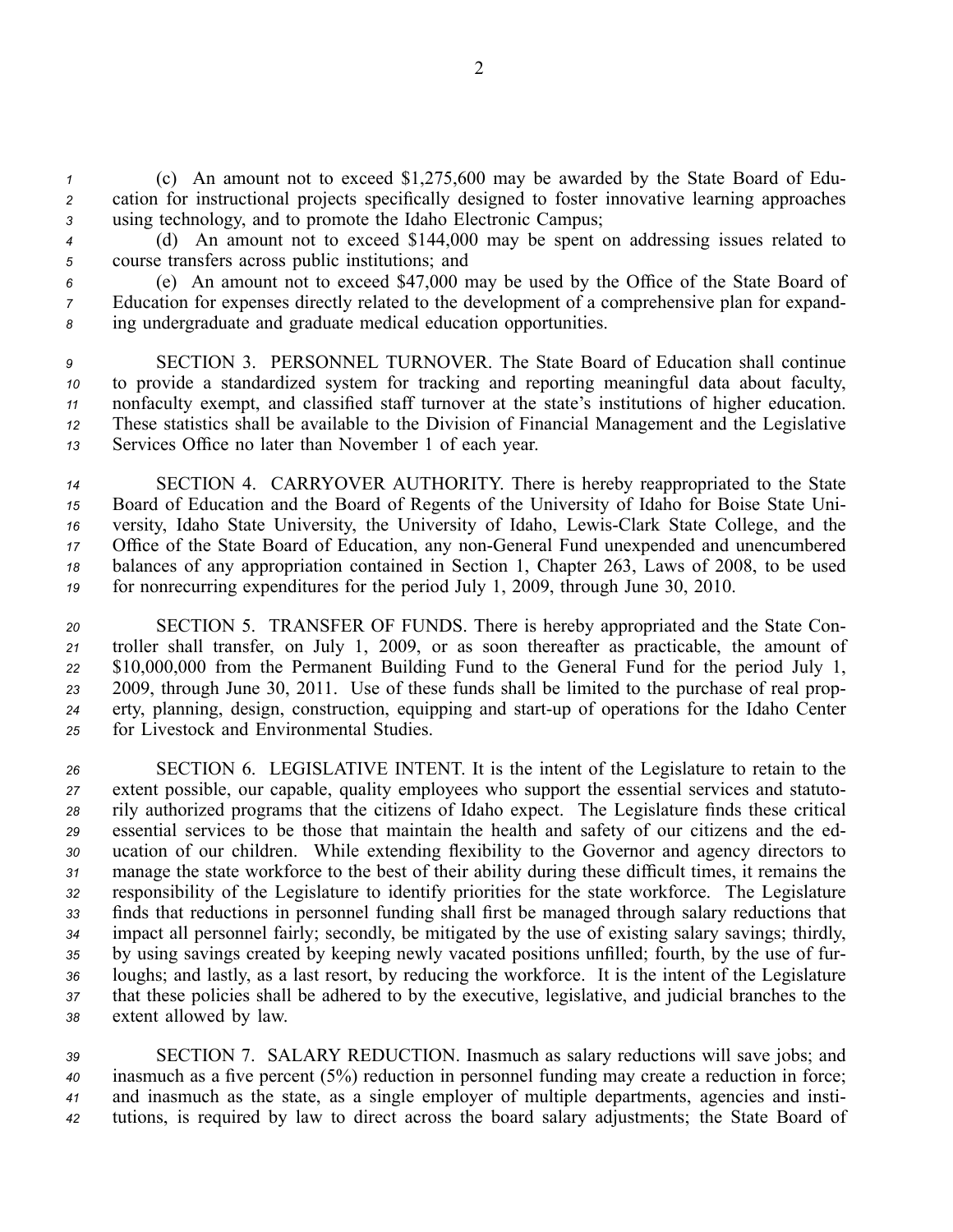(c) An amount not to exceed $1,275,600 may be awarded by the State Board of Education for instructional projects specifically designed to foster innovative learning approaches using technology, and to promote the Idaho Electronic Campus;

(d) An amount not to exceed $144,000 may be spent on addressing issues related to course transfers across public institutions; and

(e) An amount not to exceed $47,000 may be used by the Office of the State Board of Education for expenses directly related to the development of a comprehensive plan for expanding undergraduate and graduate medical education opportunities.

SECTION 3. PERSONNEL TURNOVER. The State Board of Education shall continue to provide a standardized system for tracking and reporting meaningful data about faculty, nonfaculty exempt, and classified staff turnover at the state's institutions of higher education. These statistics shall be available to the Division of Financial Management and the Legislative Services Office no later than November 1 of each year.

SECTION 4. CARRYOVER AUTHORITY. There is hereby reappropriated to the State Board of Education and the Board of Regents of the University of Idaho for Boise State University, Idaho State University, the University of Idaho, Lewis-Clark State College, and the Office of the State Board of Education, any non-General Fund unexpended and unencumbered balances of any appropriation contained in Section 1, Chapter 263, Laws of 2008, to be used for nonrecurring expenditures for the period July 1, 2009, through June 30, 2010.

SECTION 5. TRANSFER OF FUNDS. There is hereby appropriated and the State Controller shall transfer, on July 1, 2009, or as soon thereafter as practicable, the amount of $10,000,000 from the Permanent Building Fund to the General Fund for the period July 1, 2009, through June 30, 2011. Use of these funds shall be limited to the purchase of real property, planning, design, construction, equipping and start-up of operations for the Idaho Center for Livestock and Environmental Studies.

SECTION 6. LEGISLATIVE INTENT. It is the intent of the Legislature to retain to the extent possible, our capable, quality employees who support the essential services and statutorily authorized programs that the citizens of Idaho expect. The Legislature finds these critical essential services to be those that maintain the health and safety of our citizens and the education of our children. While extending flexibility to the Governor and agency directors to manage the state workforce to the best of their ability during these difficult times, it remains the responsibility of the Legislature to identify priorities for the state workforce. The Legislature finds that reductions in personnel funding shall first be managed through salary reductions that impact all personnel fairly; secondly, be mitigated by the use of existing salary savings; thirdly, by using savings created by keeping newly vacated positions unfilled; fourth, by the use of furloughs; and lastly, as a last resort, by reducing the workforce. It is the intent of the Legislature that these policies shall be adhered to by the executive, legislative, and judicial branches to the extent allowed by law.

SECTION 7. SALARY REDUCTION. Inasmuch as salary reductions will save jobs; and inasmuch as a five percent (5%) reduction in personnel funding may create a reduction in force; and inasmuch as the state, as a single employer of multiple departments, agencies and institutions, is required by law to direct across the board salary adjustments; the State Board of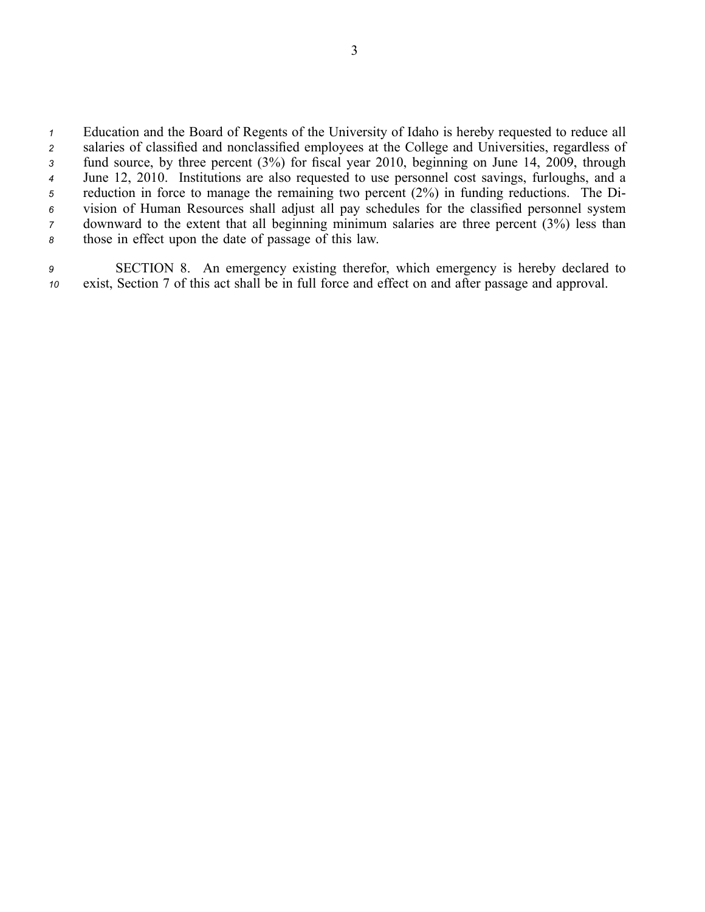Education and the Board of Regents of the University of Idaho is hereby requested to reduce all salaries of classified and nonclassified employees at the College and Universities, regardless of fund source, by three percent (3%) for fiscal year 2010, beginning on June 14, 2009, through June 12, 2010. Institutions are also requested to use personnel cost savings, furloughs, and a reduction in force to manage the remaining two percent (2%) in funding reductions. The Division of Human Resources shall adjust all pay schedules for the classified personnel system downward to the extent that all beginning minimum salaries are three percent (3%) less than those in effect upon the date of passage of this law.

SECTION 8. An emergency existing therefor, which emergency is hereby declared to exist, Section 7 of this act shall be in full force and effect on and after passage and approval.